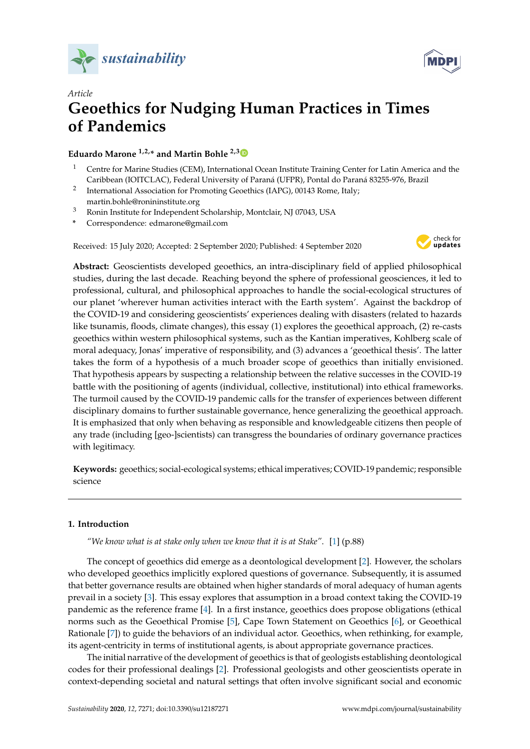*Article*

# Geoethics for Nudging Human Practices in Times of Pandemics

**Eduardo Marone [1,2,*] and Martin Bohle [2,3]**

1 Centre for Marine Studies (CEM), International Ocean Institute Training Center for Latin America and the Caribbean (IOITCLAC), Federal University of Paraná (UFPR), Pontal do Paraná 83255-976, Brazil
2 International Association for Promoting Geoethics (IAPG), 00143 Rome, Italy; martin.bohle@ronininstitute.org
3 Ronin Institute for Independent Scholarship, Montclair, NJ 07043, USA
\* Correspondence: edmarone@gmail.com

Received: 15 July 2020; Accepted: 2 September 2020; Published: 4 September 2020

**Abstract:** Geoscientists developed geoethics, an intra-disciplinary field of applied philosophical studies, during the last decade. Reaching beyond the sphere of professional geosciences, it led to professional, cultural, and philosophical approaches to handle the social-ecological structures of our planet 'wherever human activities interact with the Earth system'. Against the backdrop of the COVID-19 and considering geoscientists' experiences dealing with disasters (related to hazards like tsunamis, floods, climate changes), this essay (1) explores the geoethical approach, (2) re-casts geoethics within western philosophical systems, such as the Kantian imperatives, Kohlberg scale of moral adequacy, Jonas' imperative of responsibility, and (3) advances a 'geoethical thesis'. The latter takes the form of a hypothesis of a much broader scope of geoethics than initially envisioned. That hypothesis appears by suspecting a relationship between the relative successes in the COVID-19 battle with the positioning of agents (individual, collective, institutional) into ethical frameworks. The turmoil caused by the COVID-19 pandemic calls for the transfer of experiences between different disciplinary domains to further sustainable governance, hence generalizing the geoethical approach. It is emphasized that only when behaving as responsible and knowledgeable citizens then people of any trade (including [geo-]scientists) can transgress the boundaries of ordinary governance practices with legitimacy.

**Keywords:** geoethics; social-ecological systems; ethical imperatives; COVID-19 pandemic; responsible science

## 1. Introduction

> *"We know what is at stake only when we know that it is at Stake".* [1] (p.88)

The concept of geoethics did emerge as a deontological development [2]. However, the scholars who developed geoethics implicitly explored questions of governance. Subsequently, it is assumed that better governance results are obtained when higher standards of moral adequacy of human agents prevail in a society [3]. This essay explores that assumption in a broad context taking the COVID-19 pandemic as the reference frame [4]. In a first instance, geoethics does propose obligations (ethical norms such as the Geoethical Promise [5], Cape Town Statement on Geoethics [6], or Geoethical Rationale [7]) to guide the behaviors of an individual actor. Geoethics, when rethinking, for example, its agent-centricity in terms of institutional agents, is about appropriate governance practices.

The initial narrative of the development of geoethics is that of geologists establishing deontological codes for their professional dealings [2]. Professional geologists and other geoscientists operate in context-depending societal and natural settings that often involve significant social and economic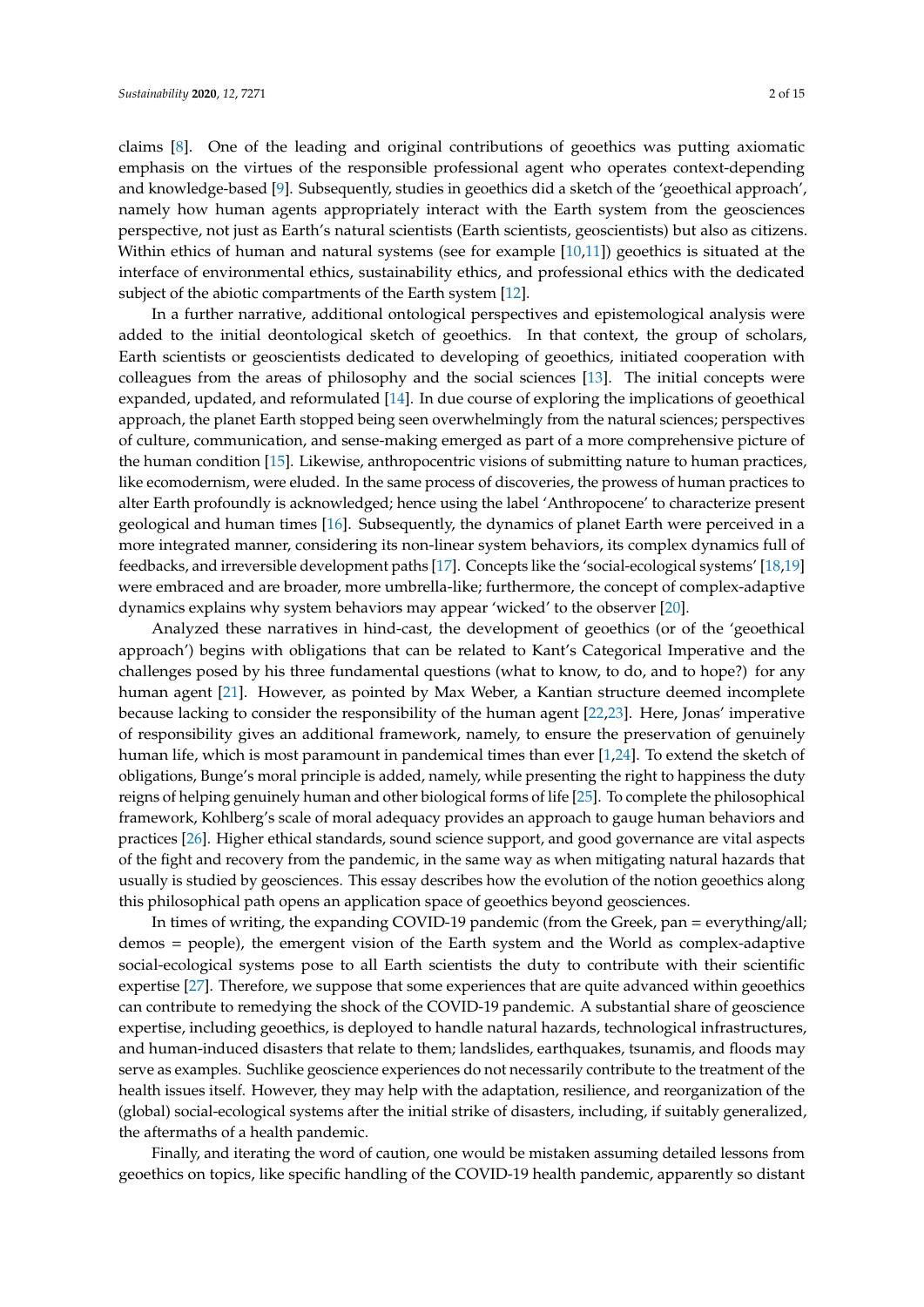claims [8]. One of the leading and original contributions of geoethics was putting axiomatic emphasis on the virtues of the responsible professional agent who operates context-depending and knowledge-based [9]. Subsequently, studies in geoethics did a sketch of the 'geoethical approach', namely how human agents appropriately interact with the Earth system from the geosciences perspective, not just as Earth's natural scientists (Earth scientists, geoscientists) but also as citizens. Within ethics of human and natural systems (see for example [10,11]) geoethics is situated at the interface of environmental ethics, sustainability ethics, and professional ethics with the dedicated subject of the abiotic compartments of the Earth system [12].

In a further narrative, additional ontological perspectives and epistemological analysis were added to the initial deontological sketch of geoethics. In that context, the group of scholars, Earth scientists or geoscientists dedicated to developing of geoethics, initiated cooperation with colleagues from the areas of philosophy and the social sciences [13]. The initial concepts were expanded, updated, and reformulated [14]. In due course of exploring the implications of geoethical approach, the planet Earth stopped being seen overwhelmingly from the natural sciences; perspectives of culture, communication, and sense-making emerged as part of a more comprehensive picture of the human condition [15]. Likewise, anthropocentric visions of submitting nature to human practices, like ecomodernism, were eluded. In the same process of discoveries, the prowess of human practices to alter Earth profoundly is acknowledged; hence using the label 'Anthropocene' to characterize present geological and human times [16]. Subsequently, the dynamics of planet Earth were perceived in a more integrated manner, considering its non-linear system behaviors, its complex dynamics full of feedbacks, and irreversible development paths [17]. Concepts like the 'social-ecological systems' [18,19] were embraced and are broader, more umbrella-like; furthermore, the concept of complex-adaptive dynamics explains why system behaviors may appear 'wicked' to the observer [20].

Analyzed these narratives in hind-cast, the development of geoethics (or of the 'geoethical approach') begins with obligations that can be related to Kant's Categorical Imperative and the challenges posed by his three fundamental questions (what to know, to do, and to hope?) for any human agent [21]. However, as pointed by Max Weber, a Kantian structure deemed incomplete because lacking to consider the responsibility of the human agent [22,23]. Here, Jonas' imperative of responsibility gives an additional framework, namely, to ensure the preservation of genuinely human life, which is most paramount in pandemical times than ever [1,24]. To extend the sketch of obligations, Bunge's moral principle is added, namely, while presenting the right to happiness the duty reigns of helping genuinely human and other biological forms of life [25]. To complete the philosophical framework, Kohlberg's scale of moral adequacy provides an approach to gauge human behaviors and practices [26]. Higher ethical standards, sound science support, and good governance are vital aspects of the fight and recovery from the pandemic, in the same way as when mitigating natural hazards that usually is studied by geosciences. This essay describes how the evolution of the notion geoethics along this philosophical path opens an application space of geoethics beyond geosciences.

In times of writing, the expanding COVID-19 pandemic (from the Greek, pan = everything/all; demos = people), the emergent vision of the Earth system and the World as complex-adaptive social-ecological systems pose to all Earth scientists the duty to contribute with their scientific expertise [27]. Therefore, we suppose that some experiences that are quite advanced within geoethics can contribute to remedying the shock of the COVID-19 pandemic. A substantial share of geoscience expertise, including geoethics, is deployed to handle natural hazards, technological infrastructures, and human-induced disasters that relate to them; landslides, earthquakes, tsunamis, and floods may serve as examples. Suchlike geoscience experiences do not necessarily contribute to the treatment of the health issues itself. However, they may help with the adaptation, resilience, and reorganization of the (global) social-ecological systems after the initial strike of disasters, including, if suitably generalized, the aftermaths of a health pandemic.

Finally, and iterating the word of caution, one would be mistaken assuming detailed lessons from geoethics on topics, like specific handling of the COVID-19 health pandemic, apparently so distant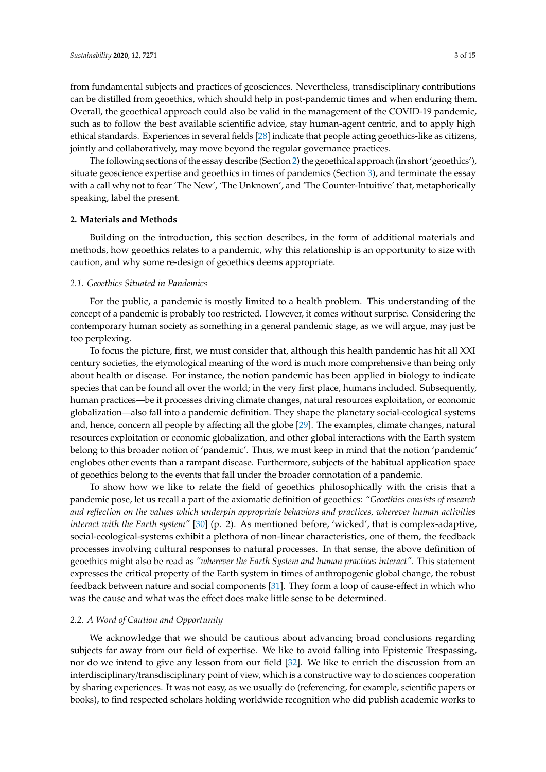from fundamental subjects and practices of geosciences. Nevertheless, transdisciplinary contributions can be distilled from geoethics, which should help in post-pandemic times and when enduring them. Overall, the geoethical approach could also be valid in the management of the COVID-19 pandemic, such as to follow the best available scientific advice, stay human-agent centric, and to apply high ethical standards. Experiences in several fields [28] indicate that people acting geoethics-like as citizens, jointly and collaboratively, may move beyond the regular governance practices.

The following sections of the essay describe (Section 2) the geoethical approach (in short 'geoethics'), situate geoscience expertise and geoethics in times of pandemics (Section 3), and terminate the essay with a call why not to fear 'The New', 'The Unknown', and 'The Counter-Intuitive' that, metaphorically speaking, label the present.

## 2. Materials and Methods

Building on the introduction, this section describes, in the form of additional materials and methods, how geoethics relates to a pandemic, why this relationship is an opportunity to size with caution, and why some re-design of geoethics deems appropriate.

### 2.1. Geoethics Situated in Pandemics

For the public, a pandemic is mostly limited to a health problem. This understanding of the concept of a pandemic is probably too restricted. However, it comes without surprise. Considering the contemporary human society as something in a general pandemic stage, as we will argue, may just be too perplexing.

To focus the picture, first, we must consider that, although this health pandemic has hit all XXI century societies, the etymological meaning of the word is much more comprehensive than being only about health or disease. For instance, the notion pandemic has been applied in biology to indicate species that can be found all over the world; in the very first place, humans included. Subsequently, human practices—be it processes driving climate changes, natural resources exploitation, or economic globalization—also fall into a pandemic definition. They shape the planetary social-ecological systems and, hence, concern all people by affecting all the globe [29]. The examples, climate changes, natural resources exploitation or economic globalization, and other global interactions with the Earth system belong to this broader notion of 'pandemic'. Thus, we must keep in mind that the notion 'pandemic' englobes other events than a rampant disease. Furthermore, subjects of the habitual application space of geoethics belong to the events that fall under the broader connotation of a pandemic.

To show how we like to relate the field of geoethics philosophically with the crisis that a pandemic pose, let us recall a part of the axiomatic definition of geoethics: *"Geoethics consists of research and reflection on the values which underpin appropriate behaviors and practices, wherever human activities interact with the Earth system"* [30] (p. 2). As mentioned before, 'wicked', that is complex-adaptive, social-ecological-systems exhibit a plethora of non-linear characteristics, one of them, the feedback processes involving cultural responses to natural processes. In that sense, the above definition of geoethics might also be read as *"wherever the Earth System and human practices interact"*. This statement expresses the critical property of the Earth system in times of anthropogenic global change, the robust feedback between nature and social components [31]. They form a loop of cause-effect in which who was the cause and what was the effect does make little sense to be determined.

### 2.2. A Word of Caution and Opportunity

We acknowledge that we should be cautious about advancing broad conclusions regarding subjects far away from our field of expertise. We like to avoid falling into Epistemic Trespassing, nor do we intend to give any lesson from our field [32]. We like to enrich the discussion from an interdisciplinary/transdisciplinary point of view, which is a constructive way to do sciences cooperation by sharing experiences. It was not easy, as we usually do (referencing, for example, scientific papers or books), to find respected scholars holding worldwide recognition who did publish academic works to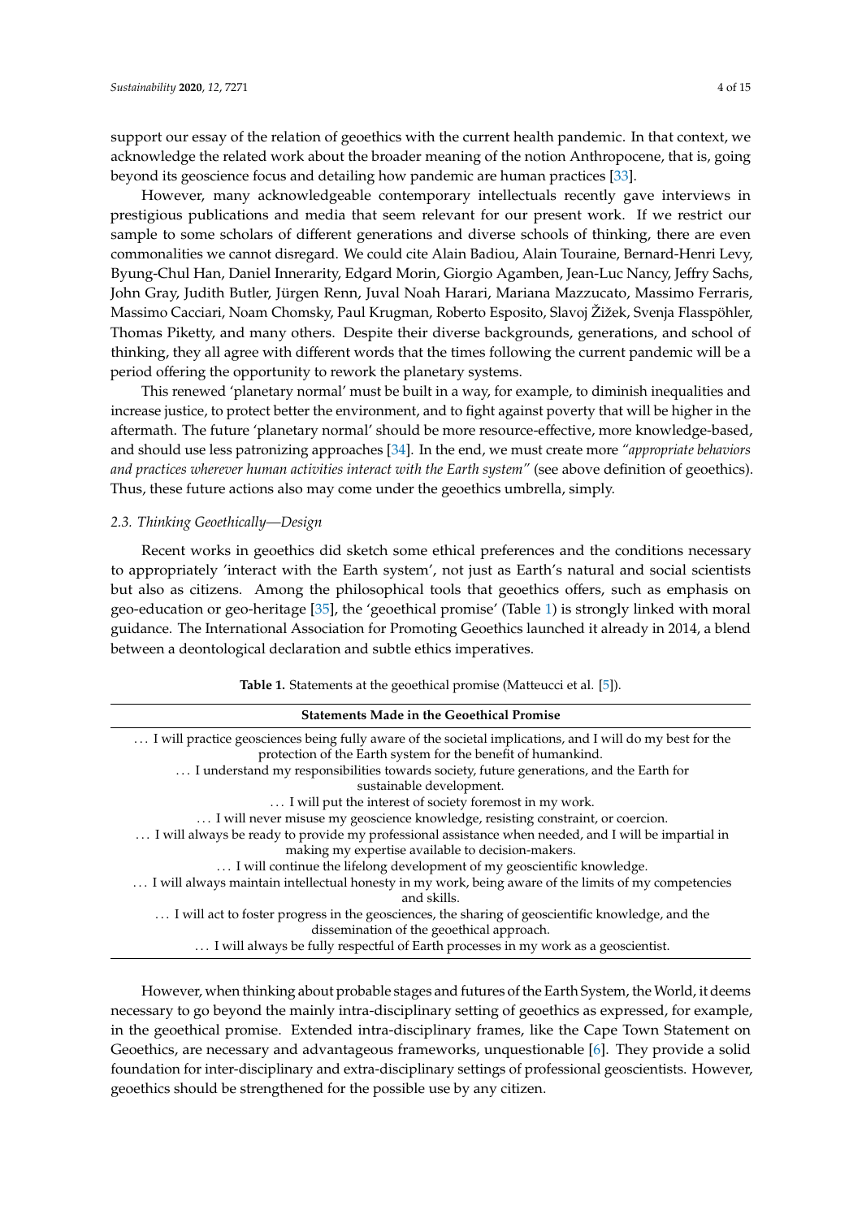support our essay of the relation of geoethics with the current health pandemic. In that context, we acknowledge the related work about the broader meaning of the notion Anthropocene, that is, going beyond its geoscience focus and detailing how pandemic are human practices [33].

However, many acknowledgeable contemporary intellectuals recently gave interviews in prestigious publications and media that seem relevant for our present work. If we restrict our sample to some scholars of different generations and diverse schools of thinking, there are even commonalities we cannot disregard. We could cite Alain Badiou, Alain Touraine, Bernard-Henri Levy, Byung-Chul Han, Daniel Innerarity, Edgard Morin, Giorgio Agamben, Jean-Luc Nancy, Jeffry Sachs, John Gray, Judith Butler, Jürgen Renn, Juval Noah Harari, Mariana Mazzucato, Massimo Ferraris, Massimo Cacciari, Noam Chomsky, Paul Krugman, Roberto Esposito, Slavoj Žižek, Svenja Flasspöhler, Thomas Piketty, and many others. Despite their diverse backgrounds, generations, and school of thinking, they all agree with different words that the times following the current pandemic will be a period offering the opportunity to rework the planetary systems.

This renewed 'planetary normal' must be built in a way, for example, to diminish inequalities and increase justice, to protect better the environment, and to fight against poverty that will be higher in the aftermath. The future 'planetary normal' should be more resource-effective, more knowledge-based, and should use less patronizing approaches [34]. In the end, we must create more *"appropriate behaviors and practices wherever human activities interact with the Earth system"* (see above definition of geoethics). Thus, these future actions also may come under the geoethics umbrella, simply.

### 2.3. Thinking Geoethically—Design

Recent works in geoethics did sketch some ethical preferences and the conditions necessary to appropriately 'interact with the Earth system', not just as Earth's natural and social scientists but also as citizens. Among the philosophical tools that geoethics offers, such as emphasis on geo-education or geo-heritage [35], the 'geoethical promise' (Table 1) is strongly linked with moral guidance. The International Association for Promoting Geoethics launched it already in 2014, a blend between a deontological declaration and subtle ethics imperatives.

**Table 1.** Statements at the geoethical promise (Matteucci et al. [5]).

| Statements Made in the Geoethical Promise |
| --- |
| … I will practice geosciences being fully aware of the societal implications, and I will do my best for the protection of the Earth system for the benefit of humankind. |
| … I understand my responsibilities towards society, future generations, and the Earth for sustainable development. |
| … I will put the interest of society foremost in my work. |
| … I will never misuse my geoscience knowledge, resisting constraint, or coercion. |
| … I will always be ready to provide my professional assistance when needed, and I will be impartial in making my expertise available to decision-makers. |
| … I will continue the lifelong development of my geoscientific knowledge. |
| … I will always maintain intellectual honesty in my work, being aware of the limits of my competencies and skills. |
| … I will act to foster progress in the geosciences, the sharing of geoscientific knowledge, and the dissemination of the geoethical approach. |
| … I will always be fully respectful of Earth processes in my work as a geoscientist. |

However, when thinking about probable stages and futures of the Earth System, the World, it deems necessary to go beyond the mainly intra-disciplinary setting of geoethics as expressed, for example, in the geoethical promise. Extended intra-disciplinary frames, like the Cape Town Statement on Geoethics, are necessary and advantageous frameworks, unquestionable [6]. They provide a solid foundation for inter-disciplinary and extra-disciplinary settings of professional geoscientists. However, geoethics should be strengthened for the possible use by any citizen.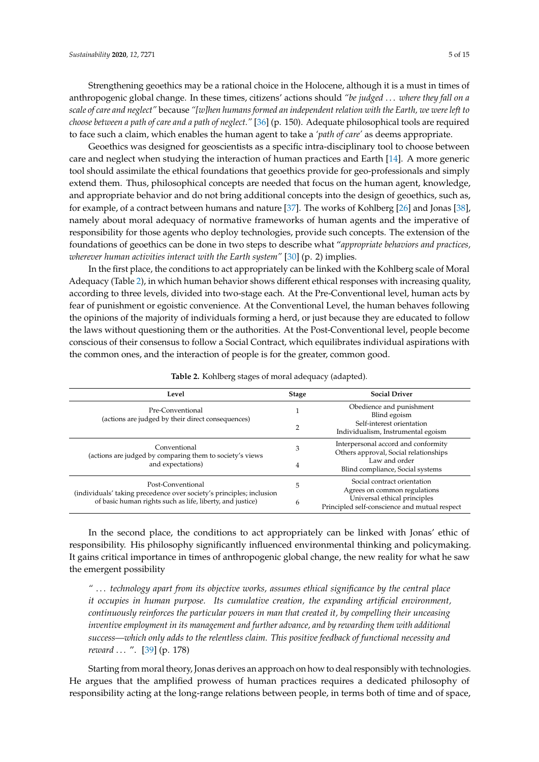Strengthening geoethics may be a rational choice in the Holocene, although it is a must in times of anthropogenic global change. In these times, citizens' actions should *"be judged . . . where they fall on a scale of care and neglect"* because *"[w]hen humans formed an independent relation with the Earth, we were left to choose between a path of care and a path of neglect."* [36] (p. 150). Adequate philosophical tools are required to face such a claim, which enables the human agent to take a *'path of care'* as deems appropriate.

Geoethics was designed for geoscientists as a specific intra-disciplinary tool to choose between care and neglect when studying the interaction of human practices and Earth [14]. A more generic tool should assimilate the ethical foundations that geoethics provide for geo-professionals and simply extend them. Thus, philosophical concepts are needed that focus on the human agent, knowledge, and appropriate behavior and do not bring additional concepts into the design of geoethics, such as, for example, of a contract between humans and nature [37]. The works of Kohlberg [26] and Jonas [38], namely about moral adequacy of normative frameworks of human agents and the imperative of responsibility for those agents who deploy technologies, provide such concepts. The extension of the foundations of geoethics can be done in two steps to describe what "*appropriate behaviors and practices, wherever human activities interact with the Earth system"* [30] (p. 2) implies.

In the first place, the conditions to act appropriately can be linked with the Kohlberg scale of Moral Adequacy (Table 2), in which human behavior shows different ethical responses with increasing quality, according to three levels, divided into two-stage each. At the Pre-Conventional level, human acts by fear of punishment or egoistic convenience. At the Conventional Level, the human behaves following the opinions of the majority of individuals forming a herd, or just because they are educated to follow the laws without questioning them or the authorities. At the Post-Conventional level, people become conscious of their consensus to follow a Social Contract, which equilibrates individual aspirations with the common ones, and the interaction of people is for the greater, common good.

**Table 2.** Kohlberg stages of moral adequacy (adapted).

| Level | Stage | Social Driver |
| --- | --- | --- |
| Pre-Conventional (actions are judged by their direct consequences) | 1 | Obedience and punishment Blind egoism |
| | 2 | Self-interest orientation Individualism, Instrumental egoism |
| Conventional (actions are judged by comparing them to society's views and expectations) | 3 | Interpersonal accord and conformity Others approval, Social relationships |
| | 4 | Law and order Blind compliance, Social systems |
| Post-Conventional (individuals' taking precedence over society's principles; inclusion of basic human rights such as life, liberty, and justice) | 5 | Social contract orientation Agrees on common regulations |
| | 6 | Universal ethical principles Principled self-conscience and mutual respect |

In the second place, the conditions to act appropriately can be linked with Jonas' ethic of responsibility. His philosophy significantly influenced environmental thinking and policymaking. It gains critical importance in times of anthropogenic global change, the new reality for what he saw the emergent possibility

> *" . . . technology apart from its objective works, assumes ethical significance by the central place it occupies in human purpose. Its cumulative creation, the expanding artificial environment, continuously reinforces the particular powers in man that created it, by compelling their unceasing inventive employment in its management and further advance, and by rewarding them with additional success—which only adds to the relentless claim. This positive feedback of functional necessity and reward . . . ".* [39] (p. 178)

Starting from moral theory, Jonas derives an approach on how to deal responsibly with technologies. He argues that the amplified prowess of human practices requires a dedicated philosophy of responsibility acting at the long-range relations between people, in terms both of time and of space,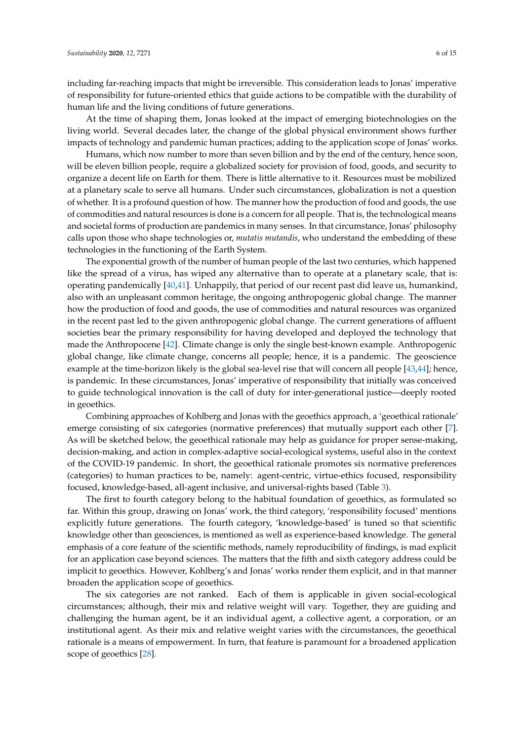including far-reaching impacts that might be irreversible. This consideration leads to Jonas' imperative of responsibility for future-oriented ethics that guide actions to be compatible with the durability of human life and the living conditions of future generations.

At the time of shaping them, Jonas looked at the impact of emerging biotechnologies on the living world. Several decades later, the change of the global physical environment shows further impacts of technology and pandemic human practices; adding to the application scope of Jonas' works.

Humans, which now number to more than seven billion and by the end of the century, hence soon, will be eleven billion people, require a globalized society for provision of food, goods, and security to organize a decent life on Earth for them. There is little alternative to it. Resources must be mobilized at a planetary scale to serve all humans. Under such circumstances, globalization is not a question of whether. It is a profound question of how. The manner how the production of food and goods, the use of commodities and natural resources is done is a concern for all people. That is, the technological means and societal forms of production are pandemics in many senses. In that circumstance, Jonas' philosophy calls upon those who shape technologies or, *mutatis mutandis*, who understand the embedding of these technologies in the functioning of the Earth System.

The exponential growth of the number of human people of the last two centuries, which happened like the spread of a virus, has wiped any alternative than to operate at a planetary scale, that is: operating pandemically [40,41]. Unhappily, that period of our recent past did leave us, humankind, also with an unpleasant common heritage, the ongoing anthropogenic global change. The manner how the production of food and goods, the use of commodities and natural resources was organized in the recent past led to the given anthropogenic global change. The current generations of affluent societies bear the primary responsibility for having developed and deployed the technology that made the Anthropocene [42]. Climate change is only the single best-known example. Anthropogenic global change, like climate change, concerns all people; hence, it is a pandemic. The geoscience example at the time-horizon likely is the global sea-level rise that will concern all people [43,44]; hence, is pandemic. In these circumstances, Jonas' imperative of responsibility that initially was conceived to guide technological innovation is the call of duty for inter-generational justice—deeply rooted in geoethics.

Combining approaches of Kohlberg and Jonas with the geoethics approach, a 'geoethical rationale' emerge consisting of six categories (normative preferences) that mutually support each other [7]. As will be sketched below, the geoethical rationale may help as guidance for proper sense-making, decision-making, and action in complex-adaptive social-ecological systems, useful also in the context of the COVID-19 pandemic. In short, the geoethical rationale promotes six normative preferences (categories) to human practices to be, namely: agent-centric, virtue-ethics focused, responsibility focused, knowledge-based, all-agent inclusive, and universal-rights based (Table 3).

The first to fourth category belong to the habitual foundation of geoethics, as formulated so far. Within this group, drawing on Jonas' work, the third category, 'responsibility focused' mentions explicitly future generations. The fourth category, 'knowledge-based' is tuned so that scientific knowledge other than geosciences, is mentioned as well as experience-based knowledge. The general emphasis of a core feature of the scientific methods, namely reproducibility of findings, is mad explicit for an application case beyond sciences. The matters that the fifth and sixth category address could be implicit to geoethics. However, Kohlberg's and Jonas' works render them explicit, and in that manner broaden the application scope of geoethics.

The six categories are not ranked. Each of them is applicable in given social-ecological circumstances; although, their mix and relative weight will vary. Together, they are guiding and challenging the human agent, be it an individual agent, a collective agent, a corporation, or an institutional agent. As their mix and relative weight varies with the circumstances, the geoethical rationale is a means of empowerment. In turn, that feature is paramount for a broadened application scope of geoethics [28].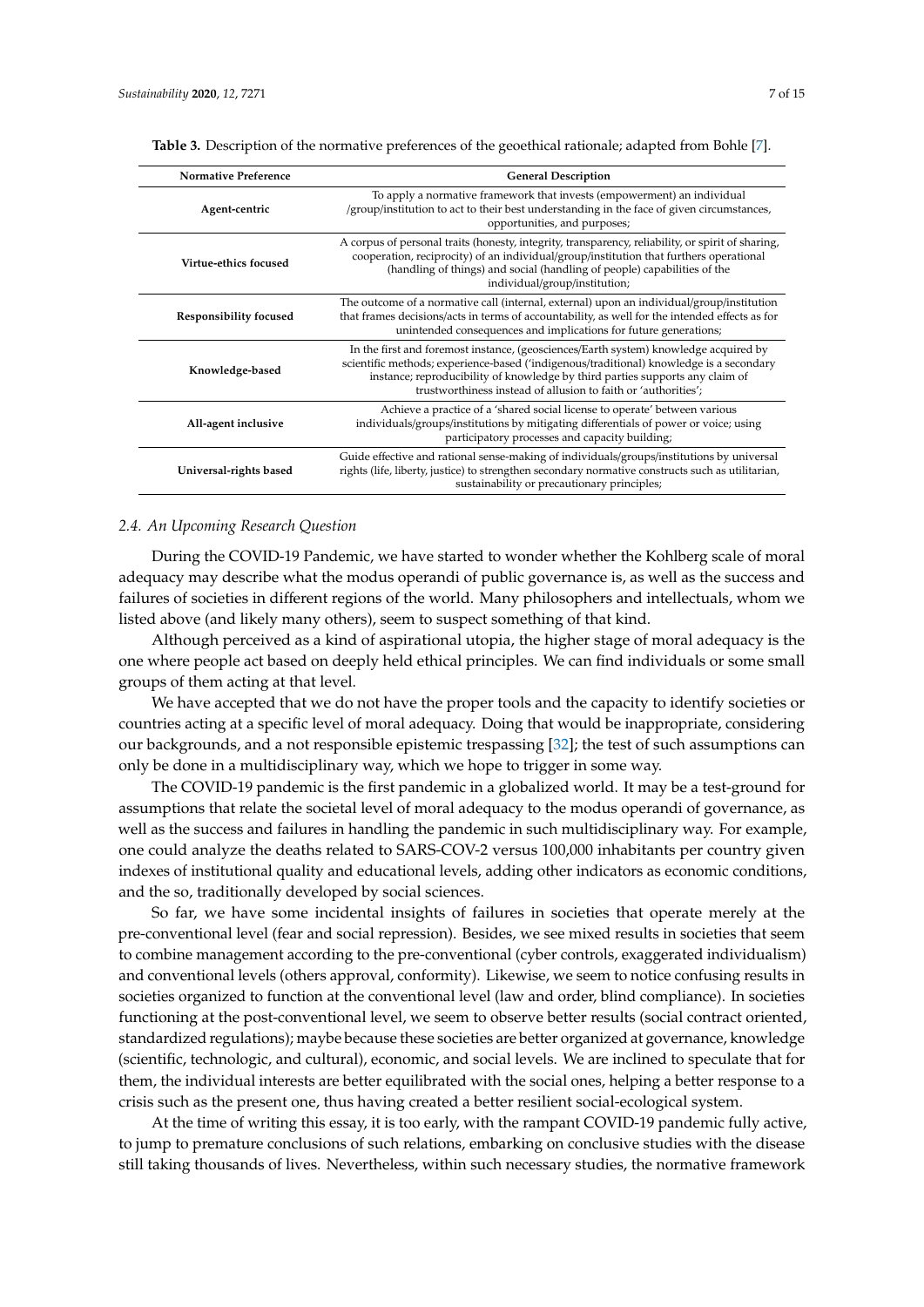**Table 3.** Description of the normative preferences of the geoethical rationale; adapted from Bohle [7].

| Normative Preference | General Description |
| --- | --- |
| **Agent-centric** | To apply a normative framework that invests (empowerment) an individual /group/institution to act to their best understanding in the face of given circumstances, opportunities, and purposes; |
| **Virtue-ethics focused** | A corpus of personal traits (honesty, integrity, transparency, reliability, or spirit of sharing, cooperation, reciprocity) of an individual/group/institution that furthers operational (handling of things) and social (handling of people) capabilities of the individual/group/institution; |
| **Responsibility focused** | The outcome of a normative call (internal, external) upon an individual/group/institution that frames decisions/acts in terms of accountability, as well for the intended effects as for unintended consequences and implications for future generations; |
| **Knowledge-based** | In the first and foremost instance, (geosciences/Earth system) knowledge acquired by scientific methods; experience-based ('indigenous/traditional) knowledge is a secondary instance; reproducibility of knowledge by third parties supports any claim of trustworthiness instead of allusion to faith or 'authorities'; |
| **All-agent inclusive** | Achieve a practice of a 'shared social license to operate' between various individuals/groups/institutions by mitigating differentials of power or voice; using participatory processes and capacity building; |
| **Universal-rights based** | Guide effective and rational sense-making of individuals/groups/institutions by universal rights (life, liberty, justice) to strengthen secondary normative constructs such as utilitarian, sustainability or precautionary principles; |

### 2.4. An Upcoming Research Question

During the COVID-19 Pandemic, we have started to wonder whether the Kohlberg scale of moral adequacy may describe what the modus operandi of public governance is, as well as the success and failures of societies in different regions of the world. Many philosophers and intellectuals, whom we listed above (and likely many others), seem to suspect something of that kind.

Although perceived as a kind of aspirational utopia, the higher stage of moral adequacy is the one where people act based on deeply held ethical principles. We can find individuals or some small groups of them acting at that level.

We have accepted that we do not have the proper tools and the capacity to identify societies or countries acting at a specific level of moral adequacy. Doing that would be inappropriate, considering our backgrounds, and a not responsible epistemic trespassing [32]; the test of such assumptions can only be done in a multidisciplinary way, which we hope to trigger in some way.

The COVID-19 pandemic is the first pandemic in a globalized world. It may be a test-ground for assumptions that relate the societal level of moral adequacy to the modus operandi of governance, as well as the success and failures in handling the pandemic in such multidisciplinary way. For example, one could analyze the deaths related to SARS-COV-2 versus 100,000 inhabitants per country given indexes of institutional quality and educational levels, adding other indicators as economic conditions, and the so, traditionally developed by social sciences.

So far, we have some incidental insights of failures in societies that operate merely at the pre-conventional level (fear and social repression). Besides, we see mixed results in societies that seem to combine management according to the pre-conventional (cyber controls, exaggerated individualism) and conventional levels (others approval, conformity). Likewise, we seem to notice confusing results in societies organized to function at the conventional level (law and order, blind compliance). In societies functioning at the post-conventional level, we seem to observe better results (social contract oriented, standardized regulations); maybe because these societies are better organized at governance, knowledge (scientific, technologic, and cultural), economic, and social levels. We are inclined to speculate that for them, the individual interests are better equilibrated with the social ones, helping a better response to a crisis such as the present one, thus having created a better resilient social-ecological system.

At the time of writing this essay, it is too early, with the rampant COVID-19 pandemic fully active, to jump to premature conclusions of such relations, embarking on conclusive studies with the disease still taking thousands of lives. Nevertheless, within such necessary studies, the normative framework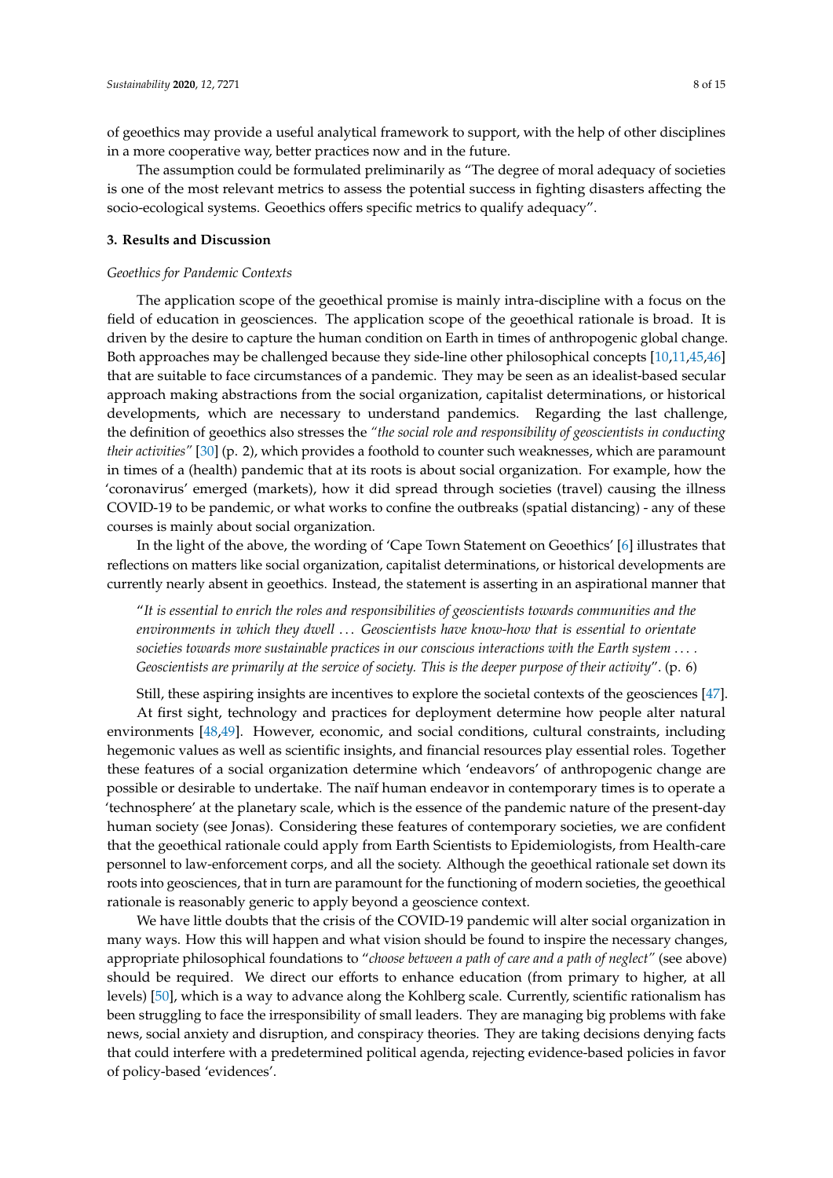of geoethics may provide a useful analytical framework to support, with the help of other disciplines in a more cooperative way, better practices now and in the future.

The assumption could be formulated preliminarily as "The degree of moral adequacy of societies is one of the most relevant metrics to assess the potential success in fighting disasters affecting the socio-ecological systems. Geoethics offers specific metrics to qualify adequacy".

## 3. Results and Discussion

### *Geoethics for Pandemic Contexts*

The application scope of the geoethical promise is mainly intra-discipline with a focus on the field of education in geosciences. The application scope of the geoethical rationale is broad. It is driven by the desire to capture the human condition on Earth in times of anthropogenic global change. Both approaches may be challenged because they side-line other philosophical concepts [10,11,45,46] that are suitable to face circumstances of a pandemic. They may be seen as an idealist-based secular approach making abstractions from the social organization, capitalist determinations, or historical developments, which are necessary to understand pandemics. Regarding the last challenge, the definition of geoethics also stresses the *"the social role and responsibility of geoscientists in conducting their activities"* [30] (p. 2), which provides a foothold to counter such weaknesses, which are paramount in times of a (health) pandemic that at its roots is about social organization. For example, how the 'coronavirus' emerged (markets), how it did spread through societies (travel) causing the illness COVID-19 to be pandemic, or what works to confine the outbreaks (spatial distancing) - any of these courses is mainly about social organization.

In the light of the above, the wording of 'Cape Town Statement on Geoethics' [6] illustrates that reflections on matters like social organization, capitalist determinations, or historical developments are currently nearly absent in geoethics. Instead, the statement is asserting in an aspirational manner that

> "*It is essential to enrich the roles and responsibilities of geoscientists towards communities and the environments in which they dwell . . . Geoscientists have know-how that is essential to orientate societies towards more sustainable practices in our conscious interactions with the Earth system . . . . Geoscientists are primarily at the service of society. This is the deeper purpose of their activity*". (p. 6)

Still, these aspiring insights are incentives to explore the societal contexts of the geosciences [47].

At first sight, technology and practices for deployment determine how people alter natural environments [48,49]. However, economic, and social conditions, cultural constraints, including hegemonic values as well as scientific insights, and financial resources play essential roles. Together these features of a social organization determine which 'endeavors' of anthropogenic change are possible or desirable to undertake. The naïf human endeavor in contemporary times is to operate a 'technosphere' at the planetary scale, which is the essence of the pandemic nature of the present-day human society (see Jonas). Considering these features of contemporary societies, we are confident that the geoethical rationale could apply from Earth Scientists to Epidemiologists, from Health-care personnel to law-enforcement corps, and all the society. Although the geoethical rationale set down its roots into geosciences, that in turn are paramount for the functioning of modern societies, the geoethical rationale is reasonably generic to apply beyond a geoscience context.

We have little doubts that the crisis of the COVID-19 pandemic will alter social organization in many ways. How this will happen and what vision should be found to inspire the necessary changes, appropriate philosophical foundations to "*choose between a path of care and a path of neglect*" (see above) should be required. We direct our efforts to enhance education (from primary to higher, at all levels) [50], which is a way to advance along the Kohlberg scale. Currently, scientific rationalism has been struggling to face the irresponsibility of small leaders. They are managing big problems with fake news, social anxiety and disruption, and conspiracy theories. They are taking decisions denying facts that could interfere with a predetermined political agenda, rejecting evidence-based policies in favor of policy-based 'evidences'.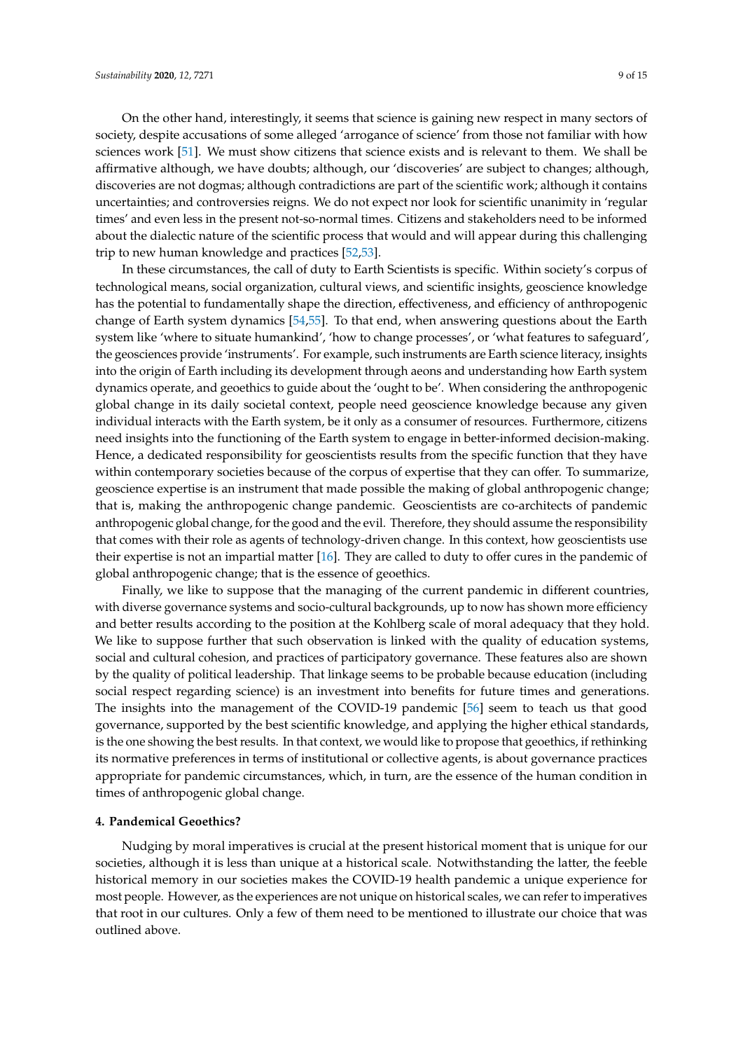On the other hand, interestingly, it seems that science is gaining new respect in many sectors of society, despite accusations of some alleged 'arrogance of science' from those not familiar with how sciences work [51]. We must show citizens that science exists and is relevant to them. We shall be affirmative although, we have doubts; although, our 'discoveries' are subject to changes; although, discoveries are not dogmas; although contradictions are part of the scientific work; although it contains uncertainties; and controversies reigns. We do not expect nor look for scientific unanimity in 'regular times' and even less in the present not-so-normal times. Citizens and stakeholders need to be informed about the dialectic nature of the scientific process that would and will appear during this challenging trip to new human knowledge and practices [52,53].

In these circumstances, the call of duty to Earth Scientists is specific. Within society's corpus of technological means, social organization, cultural views, and scientific insights, geoscience knowledge has the potential to fundamentally shape the direction, effectiveness, and efficiency of anthropogenic change of Earth system dynamics [54,55]. To that end, when answering questions about the Earth system like 'where to situate humankind', 'how to change processes', or 'what features to safeguard', the geosciences provide 'instruments'. For example, such instruments are Earth science literacy, insights into the origin of Earth including its development through aeons and understanding how Earth system dynamics operate, and geoethics to guide about the 'ought to be'. When considering the anthropogenic global change in its daily societal context, people need geoscience knowledge because any given individual interacts with the Earth system, be it only as a consumer of resources. Furthermore, citizens need insights into the functioning of the Earth system to engage in better-informed decision-making. Hence, a dedicated responsibility for geoscientists results from the specific function that they have within contemporary societies because of the corpus of expertise that they can offer. To summarize, geoscience expertise is an instrument that made possible the making of global anthropogenic change; that is, making the anthropogenic change pandemic. Geoscientists are co-architects of pandemic anthropogenic global change, for the good and the evil. Therefore, they should assume the responsibility that comes with their role as agents of technology-driven change. In this context, how geoscientists use their expertise is not an impartial matter [16]. They are called to duty to offer cures in the pandemic of global anthropogenic change; that is the essence of geoethics.

Finally, we like to suppose that the managing of the current pandemic in different countries, with diverse governance systems and socio-cultural backgrounds, up to now has shown more efficiency and better results according to the position at the Kohlberg scale of moral adequacy that they hold. We like to suppose further that such observation is linked with the quality of education systems, social and cultural cohesion, and practices of participatory governance. These features also are shown by the quality of political leadership. That linkage seems to be probable because education (including social respect regarding science) is an investment into benefits for future times and generations. The insights into the management of the COVID-19 pandemic [56] seem to teach us that good governance, supported by the best scientific knowledge, and applying the higher ethical standards, is the one showing the best results. In that context, we would like to propose that geoethics, if rethinking its normative preferences in terms of institutional or collective agents, is about governance practices appropriate for pandemic circumstances, which, in turn, are the essence of the human condition in times of anthropogenic global change.

## 4. Pandemical Geoethics?

Nudging by moral imperatives is crucial at the present historical moment that is unique for our societies, although it is less than unique at a historical scale. Notwithstanding the latter, the feeble historical memory in our societies makes the COVID-19 health pandemic a unique experience for most people. However, as the experiences are not unique on historical scales, we can refer to imperatives that root in our cultures. Only a few of them need to be mentioned to illustrate our choice that was outlined above.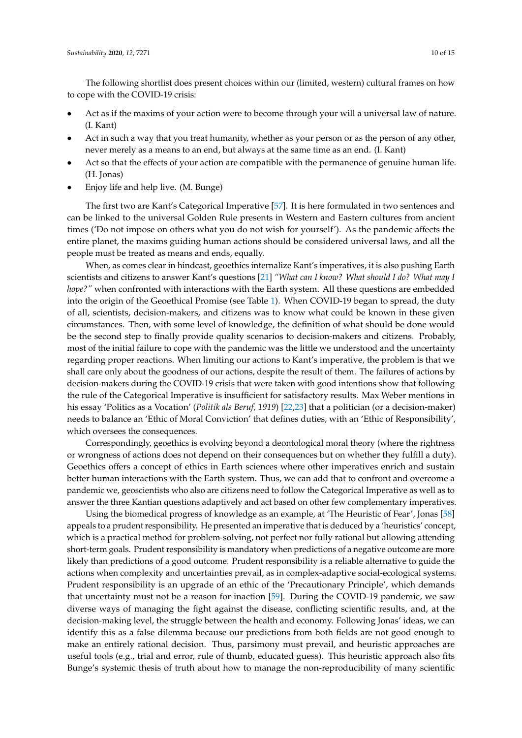The following shortlist does present choices within our (limited, western) cultural frames on how to cope with the COVID-19 crisis:

- Act as if the maxims of your action were to become through your will a universal law of nature. (I. Kant)
- Act in such a way that you treat humanity, whether as your person or as the person of any other, never merely as a means to an end, but always at the same time as an end. (I. Kant)
- Act so that the effects of your action are compatible with the permanence of genuine human life. (H. Jonas)
- Enjoy life and help live. (M. Bunge)

The first two are Kant's Categorical Imperative [57]. It is here formulated in two sentences and can be linked to the universal Golden Rule presents in Western and Eastern cultures from ancient times ('Do not impose on others what you do not wish for yourself'). As the pandemic affects the entire planet, the maxims guiding human actions should be considered universal laws, and all the people must be treated as means and ends, equally.

When, as comes clear in hindcast, geoethics internalize Kant's imperatives, it is also pushing Earth scientists and citizens to answer Kant's questions [21] *"What can I know? What should I do? What may I hope?"* when confronted with interactions with the Earth system. All these questions are embedded into the origin of the Geoethical Promise (see Table 1). When COVID-19 began to spread, the duty of all, scientists, decision-makers, and citizens was to know what could be known in these given circumstances. Then, with some level of knowledge, the definition of what should be done would be the second step to finally provide quality scenarios to decision-makers and citizens. Probably, most of the initial failure to cope with the pandemic was the little we understood and the uncertainty regarding proper reactions. When limiting our actions to Kant's imperative, the problem is that we shall care only about the goodness of our actions, despite the result of them. The failures of actions by decision-makers during the COVID-19 crisis that were taken with good intentions show that following the rule of the Categorical Imperative is insufficient for satisfactory results. Max Weber mentions in his essay 'Politics as a Vocation' (*Politik als Beruf, 1919*) [22,23] that a politician (or a decision-maker) needs to balance an 'Ethic of Moral Conviction' that defines duties, with an 'Ethic of Responsibility', which oversees the consequences.

Correspondingly, geoethics is evolving beyond a deontological moral theory (where the rightness or wrongness of actions does not depend on their consequences but on whether they fulfill a duty). Geoethics offers a concept of ethics in Earth sciences where other imperatives enrich and sustain better human interactions with the Earth system. Thus, we can add that to confront and overcome a pandemic we, geoscientists who also are citizens need to follow the Categorical Imperative as well as to answer the three Kantian questions adaptively and act based on other few complementary imperatives.

Using the biomedical progress of knowledge as an example, at 'The Heuristic of Fear', Jonas [58] appeals to a prudent responsibility. He presented an imperative that is deduced by a 'heuristics' concept, which is a practical method for problem-solving, not perfect nor fully rational but allowing attending short-term goals. Prudent responsibility is mandatory when predictions of a negative outcome are more likely than predictions of a good outcome. Prudent responsibility is a reliable alternative to guide the actions when complexity and uncertainties prevail, as in complex-adaptive social-ecological systems. Prudent responsibility is an upgrade of an ethic of the 'Precautionary Principle', which demands that uncertainty must not be a reason for inaction [59]. During the COVID-19 pandemic, we saw diverse ways of managing the fight against the disease, conflicting scientific results, and, at the decision-making level, the struggle between the health and economy. Following Jonas' ideas, we can identify this as a false dilemma because our predictions from both fields are not good enough to make an entirely rational decision. Thus, parsimony must prevail, and heuristic approaches are useful tools (e.g., trial and error, rule of thumb, educated guess). This heuristic approach also fits Bunge's systemic thesis of truth about how to manage the non-reproducibility of many scientific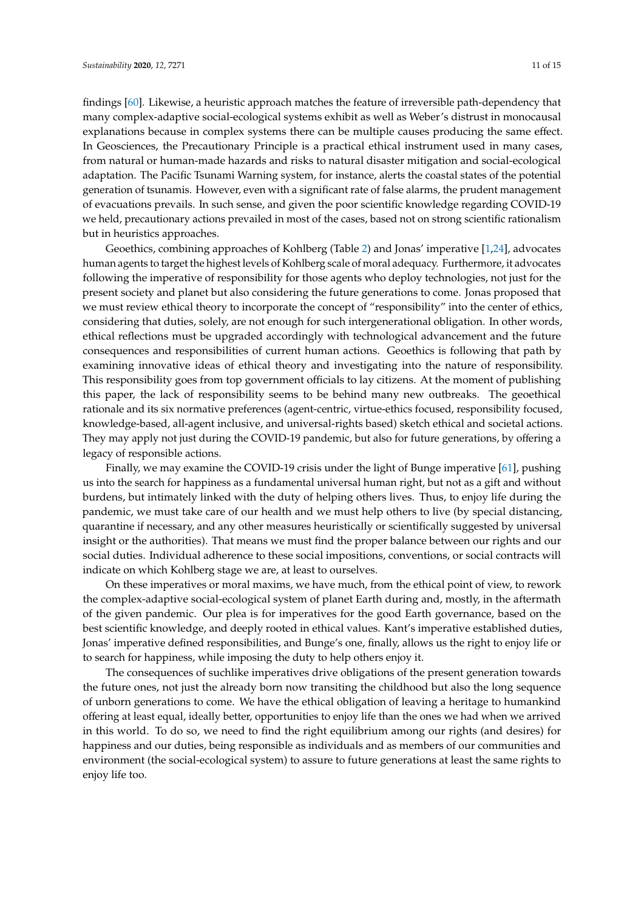findings [60]. Likewise, a heuristic approach matches the feature of irreversible path-dependency that many complex-adaptive social-ecological systems exhibit as well as Weber's distrust in monocausal explanations because in complex systems there can be multiple causes producing the same effect. In Geosciences, the Precautionary Principle is a practical ethical instrument used in many cases, from natural or human-made hazards and risks to natural disaster mitigation and social-ecological adaptation. The Pacific Tsunami Warning system, for instance, alerts the coastal states of the potential generation of tsunamis. However, even with a significant rate of false alarms, the prudent management of evacuations prevails. In such sense, and given the poor scientific knowledge regarding COVID-19 we held, precautionary actions prevailed in most of the cases, based not on strong scientific rationalism but in heuristics approaches.

Geoethics, combining approaches of Kohlberg (Table 2) and Jonas' imperative [1,24], advocates human agents to target the highest levels of Kohlberg scale of moral adequacy. Furthermore, it advocates following the imperative of responsibility for those agents who deploy technologies, not just for the present society and planet but also considering the future generations to come. Jonas proposed that we must review ethical theory to incorporate the concept of "responsibility" into the center of ethics, considering that duties, solely, are not enough for such intergenerational obligation. In other words, ethical reflections must be upgraded accordingly with technological advancement and the future consequences and responsibilities of current human actions. Geoethics is following that path by examining innovative ideas of ethical theory and investigating into the nature of responsibility. This responsibility goes from top government officials to lay citizens. At the moment of publishing this paper, the lack of responsibility seems to be behind many new outbreaks. The geoethical rationale and its six normative preferences (agent-centric, virtue-ethics focused, responsibility focused, knowledge-based, all-agent inclusive, and universal-rights based) sketch ethical and societal actions. They may apply not just during the COVID-19 pandemic, but also for future generations, by offering a legacy of responsible actions.

Finally, we may examine the COVID-19 crisis under the light of Bunge imperative [61], pushing us into the search for happiness as a fundamental universal human right, but not as a gift and without burdens, but intimately linked with the duty of helping others lives. Thus, to enjoy life during the pandemic, we must take care of our health and we must help others to live (by special distancing, quarantine if necessary, and any other measures heuristically or scientifically suggested by universal insight or the authorities). That means we must find the proper balance between our rights and our social duties. Individual adherence to these social impositions, conventions, or social contracts will indicate on which Kohlberg stage we are, at least to ourselves.

On these imperatives or moral maxims, we have much, from the ethical point of view, to rework the complex-adaptive social-ecological system of planet Earth during and, mostly, in the aftermath of the given pandemic. Our plea is for imperatives for the good Earth governance, based on the best scientific knowledge, and deeply rooted in ethical values. Kant's imperative established duties, Jonas' imperative defined responsibilities, and Bunge's one, finally, allows us the right to enjoy life or to search for happiness, while imposing the duty to help others enjoy it.

The consequences of suchlike imperatives drive obligations of the present generation towards the future ones, not just the already born now transiting the childhood but also the long sequence of unborn generations to come. We have the ethical obligation of leaving a heritage to humankind offering at least equal, ideally better, opportunities to enjoy life than the ones we had when we arrived in this world. To do so, we need to find the right equilibrium among our rights (and desires) for happiness and our duties, being responsible as individuals and as members of our communities and environment (the social-ecological system) to assure to future generations at least the same rights to enjoy life too.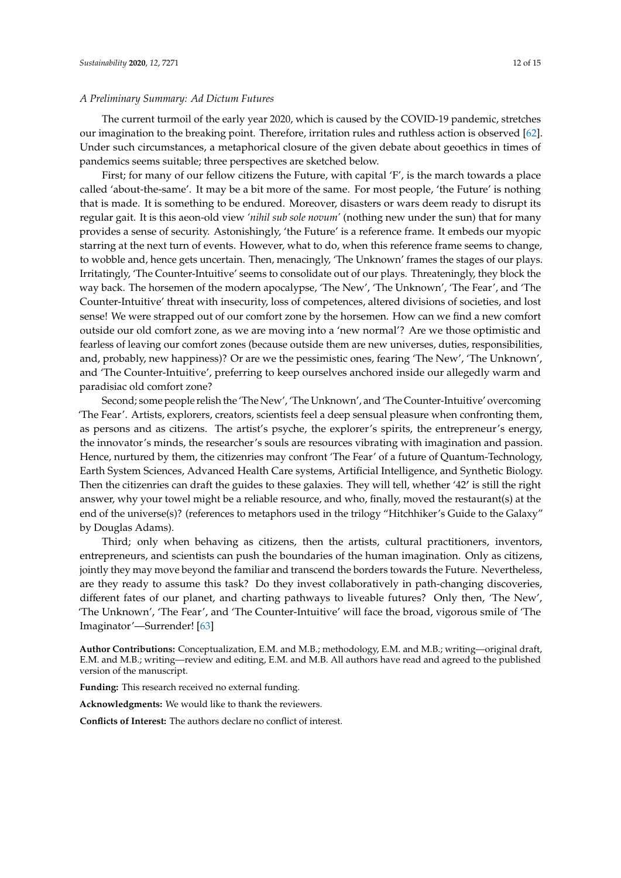*A Preliminary Summary: Ad Dictum Futures*

The current turmoil of the early year 2020, which is caused by the COVID-19 pandemic, stretches our imagination to the breaking point. Therefore, irritation rules and ruthless action is observed [62]. Under such circumstances, a metaphorical closure of the given debate about geoethics in times of pandemics seems suitable; three perspectives are sketched below.

First; for many of our fellow citizens the Future, with capital 'F', is the march towards a place called 'about-the-same'. It may be a bit more of the same. For most people, 'the Future' is nothing that is made. It is something to be endured. Moreover, disasters or wars deem ready to disrupt its regular gait. It is this aeon-old view *'nihil sub sole novum'* (nothing new under the sun) that for many provides a sense of security. Astonishingly, 'the Future' is a reference frame. It embeds our myopic starring at the next turn of events. However, what to do, when this reference frame seems to change, to wobble and, hence gets uncertain. Then, menacingly, 'The Unknown' frames the stages of our plays. Irritatingly, 'The Counter-Intuitive' seems to consolidate out of our plays. Threateningly, they block the way back. The horsemen of the modern apocalypse, 'The New', 'The Unknown', 'The Fear', and 'The Counter-Intuitive' threat with insecurity, loss of competences, altered divisions of societies, and lost sense! We were strapped out of our comfort zone by the horsemen. How can we find a new comfort outside our old comfort zone, as we are moving into a 'new normal'? Are we those optimistic and fearless of leaving our comfort zones (because outside them are new universes, duties, responsibilities, and, probably, new happiness)? Or are we the pessimistic ones, fearing 'The New', 'The Unknown', and 'The Counter-Intuitive', preferring to keep ourselves anchored inside our allegedly warm and paradisiac old comfort zone?

Second; some people relish the 'The New', 'The Unknown', and 'The Counter-Intuitive' overcoming 'The Fear'. Artists, explorers, creators, scientists feel a deep sensual pleasure when confronting them, as persons and as citizens. The artist's psyche, the explorer's spirits, the entrepreneur's energy, the innovator's minds, the researcher's souls are resources vibrating with imagination and passion. Hence, nurtured by them, the citizenries may confront 'The Fear' of a future of Quantum-Technology, Earth System Sciences, Advanced Health Care systems, Artificial Intelligence, and Synthetic Biology. Then the citizenries can draft the guides to these galaxies. They will tell, whether '42' is still the right answer, why your towel might be a reliable resource, and who, finally, moved the restaurant(s) at the end of the universe(s)? (references to metaphors used in the trilogy "Hitchhiker's Guide to the Galaxy" by Douglas Adams).

Third; only when behaving as citizens, then the artists, cultural practitioners, inventors, entrepreneurs, and scientists can push the boundaries of the human imagination. Only as citizens, jointly they may move beyond the familiar and transcend the borders towards the Future. Nevertheless, are they ready to assume this task? Do they invest collaboratively in path-changing discoveries, different fates of our planet, and charting pathways to liveable futures? Only then, 'The New', 'The Unknown', 'The Fear', and 'The Counter-Intuitive' will face the broad, vigorous smile of 'The Imaginator'—Surrender! [63]

**Author Contributions:** Conceptualization, E.M. and M.B.; methodology, E.M. and M.B.; writing—original draft, E.M. and M.B.; writing—review and editing, E.M. and M.B. All authors have read and agreed to the published version of the manuscript.

**Funding:** This research received no external funding.

**Acknowledgments:** We would like to thank the reviewers.

**Conflicts of Interest:** The authors declare no conflict of interest.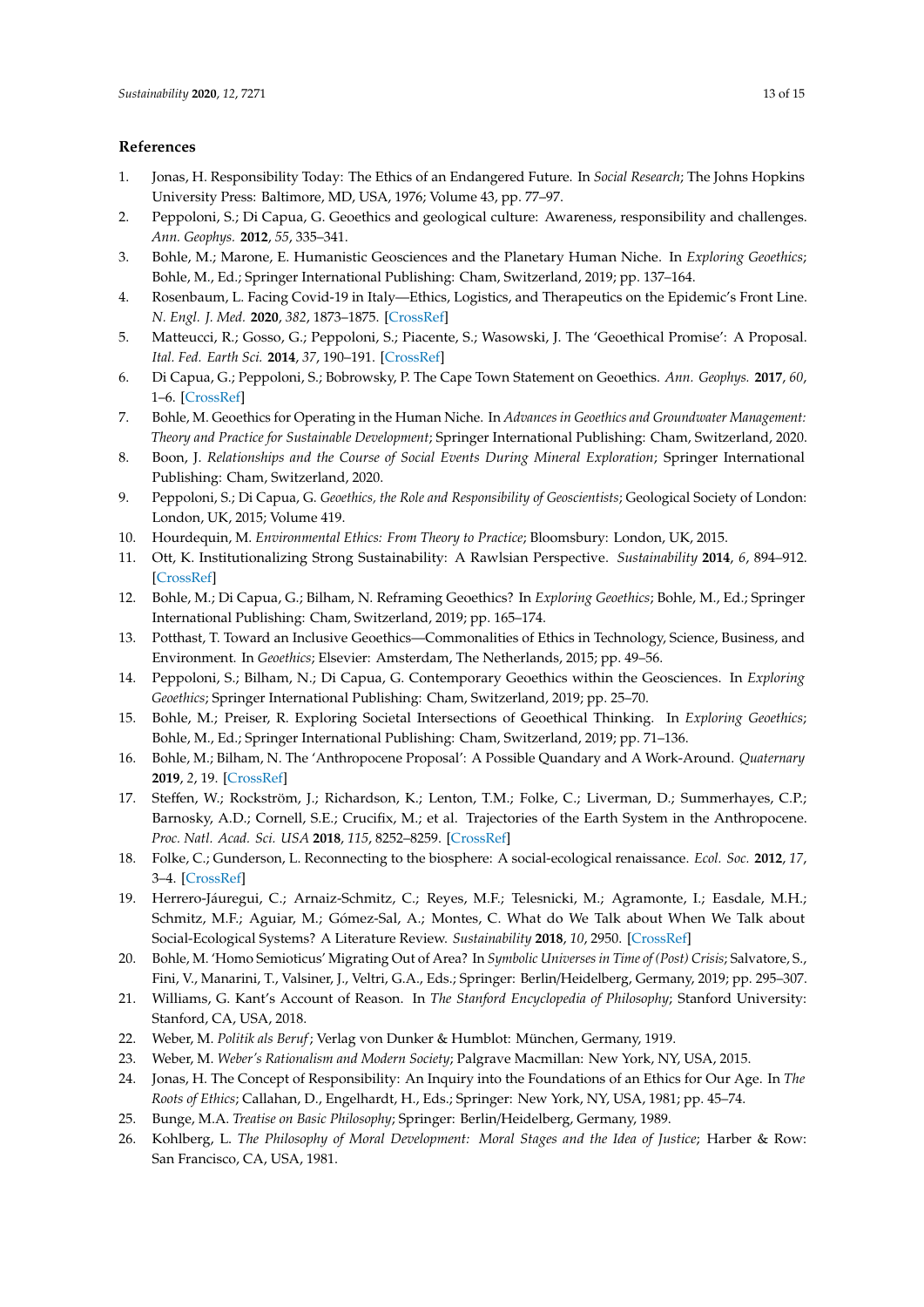## References

1. Jonas, H. Responsibility Today: The Ethics of an Endangered Future. In *Social Research*; The Johns Hopkins University Press: Baltimore, MD, USA, 1976; Volume 43, pp. 77–97.
2. Peppoloni, S.; Di Capua, G. Geoethics and geological culture: Awareness, responsibility and challenges. *Ann. Geophys.* **2012**, *55*, 335–341.
3. Bohle, M.; Marone, E. Humanistic Geosciences and the Planetary Human Niche. In *Exploring Geoethics*; Bohle, M., Ed.; Springer International Publishing: Cham, Switzerland, 2019; pp. 137–164.
4. Rosenbaum, L. Facing Covid-19 in Italy—Ethics, Logistics, and Therapeutics on the Epidemic's Front Line. *N. Engl. J. Med.* **2020**, *382*, 1873–1875. [CrossRef]
5. Matteucci, R.; Gosso, G.; Peppoloni, S.; Piacente, S.; Wasowski, J. The 'Geoethical Promise': A Proposal. *Ital. Fed. Earth Sci.* **2014**, *37*, 190–191. [CrossRef]
6. Di Capua, G.; Peppoloni, S.; Bobrowsky, P. The Cape Town Statement on Geoethics. *Ann. Geophys.* **2017**, *60*, 1–6. [CrossRef]
7. Bohle, M. Geoethics for Operating in the Human Niche. In *Advances in Geoethics and Groundwater Management: Theory and Practice for Sustainable Development*; Springer International Publishing: Cham, Switzerland, 2020.
8. Boon, J. *Relationships and the Course of Social Events During Mineral Exploration*; Springer International Publishing: Cham, Switzerland, 2020.
9. Peppoloni, S.; Di Capua, G. *Geoethics, the Role and Responsibility of Geoscientists*; Geological Society of London: London, UK, 2015; Volume 419.
10. Hourdequin, M. *Environmental Ethics: From Theory to Practice*; Bloomsbury: London, UK, 2015.
11. Ott, K. Institutionalizing Strong Sustainability: A Rawlsian Perspective. *Sustainability* **2014**, *6*, 894–912. [CrossRef]
12. Bohle, M.; Di Capua, G.; Bilham, N. Reframing Geoethics? In *Exploring Geoethics*; Bohle, M., Ed.; Springer International Publishing: Cham, Switzerland, 2019; pp. 165–174.
13. Potthast, T. Toward an Inclusive Geoethics—Commonalities of Ethics in Technology, Science, Business, and Environment. In *Geoethics*; Elsevier: Amsterdam, The Netherlands, 2015; pp. 49–56.
14. Peppoloni, S.; Bilham, N.; Di Capua, G. Contemporary Geoethics within the Geosciences. In *Exploring Geoethics*; Springer International Publishing: Cham, Switzerland, 2019; pp. 25–70.
15. Bohle, M.; Preiser, R. Exploring Societal Intersections of Geoethical Thinking. In *Exploring Geoethics*; Bohle, M., Ed.; Springer International Publishing: Cham, Switzerland, 2019; pp. 71–136.
16. Bohle, M.; Bilham, N. The 'Anthropocene Proposal': A Possible Quandary and A Work-Around. *Quaternary* **2019**, *2*, 19. [CrossRef]
17. Steffen, W.; Rockström, J.; Richardson, K.; Lenton, T.M.; Folke, C.; Liverman, D.; Summerhayes, C.P.; Barnosky, A.D.; Cornell, S.E.; Crucifix, M.; et al. Trajectories of the Earth System in the Anthropocene. *Proc. Natl. Acad. Sci. USA* **2018**, *115*, 8252–8259. [CrossRef]
18. Folke, C.; Gunderson, L. Reconnecting to the biosphere: A social-ecological renaissance. *Ecol. Soc.* **2012**, *17*, 3–4. [CrossRef]
19. Herrero-Jáuregui, C.; Arnaiz-Schmitz, C.; Reyes, M.F.; Telesnicki, M.; Agramonte, I.; Easdale, M.H.; Schmitz, M.F.; Aguiar, M.; Gómez-Sal, A.; Montes, C. What do We Talk about When We Talk about Social-Ecological Systems? A Literature Review. *Sustainability* **2018**, *10*, 2950. [CrossRef]
20. Bohle, M. 'Homo Semioticus' Migrating Out of Area? In *Symbolic Universes in Time of (Post) Crisis*; Salvatore, S., Fini, V., Manarini, T., Valsiner, J., Veltri, G.A., Eds.; Springer: Berlin/Heidelberg, Germany, 2019; pp. 295–307.
21. Williams, G. Kant's Account of Reason. In *The Stanford Encyclopedia of Philosophy*; Stanford University: Stanford, CA, USA, 2018.
22. Weber, M. *Politik als Beruf*; Verlag von Dunker & Humblot: München, Germany, 1919.
23. Weber, M. *Weber's Rationalism and Modern Society*; Palgrave Macmillan: New York, NY, USA, 2015.
24. Jonas, H. The Concept of Responsibility: An Inquiry into the Foundations of an Ethics for Our Age. In *The Roots of Ethics*; Callahan, D., Engelhardt, H., Eds.; Springer: New York, NY, USA, 1981; pp. 45–74.
25. Bunge, M.A. *Treatise on Basic Philosophy*; Springer: Berlin/Heidelberg, Germany, 1989.
26. Kohlberg, L. *The Philosophy of Moral Development: Moral Stages and the Idea of Justice*; Harber & Row: San Francisco, CA, USA, 1981.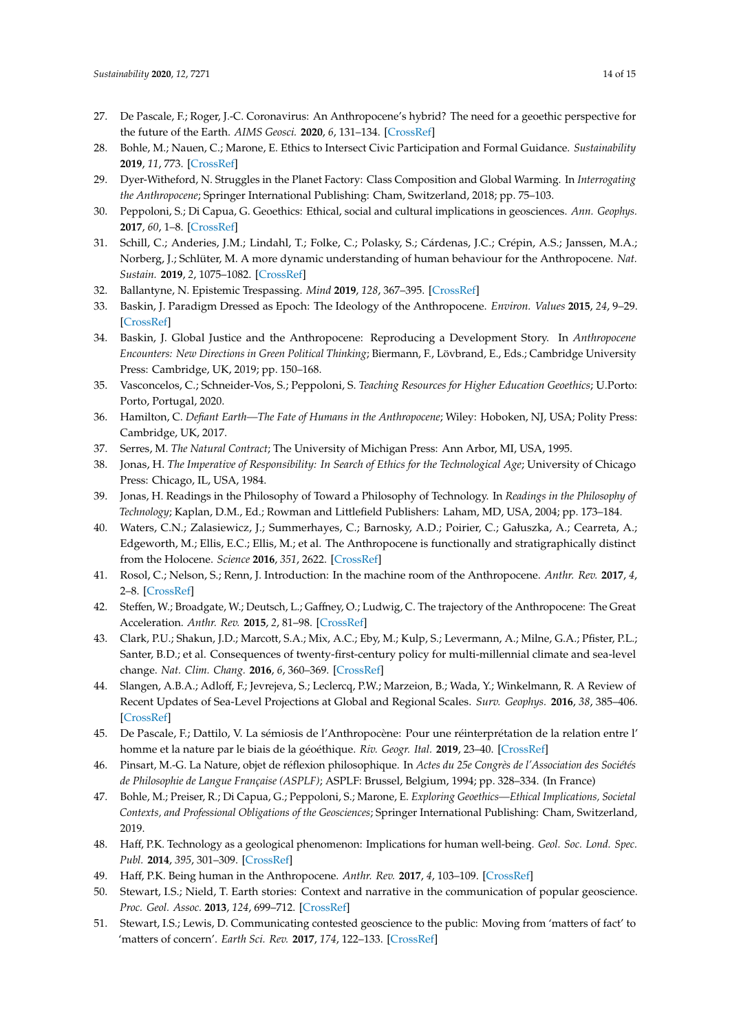27. De Pascale, F.; Roger, J.-C. Coronavirus: An Anthropocene's hybrid? The need for a geoethic perspective for the future of the Earth. *AIMS Geosci.* **2020**, *6*, 131–134. [CrossRef]
28. Bohle, M.; Nauen, C.; Marone, E. Ethics to Intersect Civic Participation and Formal Guidance. *Sustainability* **2019**, *11*, 773. [CrossRef]
29. Dyer-Witheford, N. Struggles in the Planet Factory: Class Composition and Global Warming. In *Interrogating the Anthropocene*; Springer International Publishing: Cham, Switzerland, 2018; pp. 75–103.
30. Peppoloni, S.; Di Capua, G. Geoethics: Ethical, social and cultural implications in geosciences. *Ann. Geophys.* **2017**, *60*, 1–8. [CrossRef]
31. Schill, C.; Anderies, J.M.; Lindahl, T.; Folke, C.; Polasky, S.; Cárdenas, J.C.; Crépin, A.S.; Janssen, M.A.; Norberg, J.; Schlüter, M. A more dynamic understanding of human behaviour for the Anthropocene. *Nat. Sustain.* **2019**, *2*, 1075–1082. [CrossRef]
32. Ballantyne, N. Epistemic Trespassing. *Mind* **2019**, *128*, 367–395. [CrossRef]
33. Baskin, J. Paradigm Dressed as Epoch: The Ideology of the Anthropocene. *Environ. Values* **2015**, *24*, 9–29. [CrossRef]
34. Baskin, J. Global Justice and the Anthropocene: Reproducing a Development Story. In *Anthropocene Encounters: New Directions in Green Political Thinking*; Biermann, F., Lövbrand, E., Eds.; Cambridge University Press: Cambridge, UK, 2019; pp. 150–168.
35. Vasconcelos, C.; Schneider-Vos, S.; Peppoloni, S. *Teaching Resources for Higher Education Geoethics*; U.Porto: Porto, Portugal, 2020.
36. Hamilton, C. *Defiant Earth—The Fate of Humans in the Anthropocene*; Wiley: Hoboken, NJ, USA; Polity Press: Cambridge, UK, 2017.
37. Serres, M. *The Natural Contract*; The University of Michigan Press: Ann Arbor, MI, USA, 1995.
38. Jonas, H. *The Imperative of Responsibility: In Search of Ethics for the Technological Age*; University of Chicago Press: Chicago, IL, USA, 1984.
39. Jonas, H. Readings in the Philosophy of Toward a Philosophy of Technology. In *Readings in the Philosophy of Technology*; Kaplan, D.M., Ed.; Rowman and Littlefield Publishers: Laham, MD, USA, 2004; pp. 173–184.
40. Waters, C.N.; Zalasiewicz, J.; Summerhayes, C.; Barnosky, A.D.; Poirier, C.; Gałuszka, A.; Cearreta, A.; Edgeworth, M.; Ellis, E.C.; Ellis, M.; et al. The Anthropocene is functionally and stratigraphically distinct from the Holocene. *Science* **2016**, *351*, 2622. [CrossRef]
41. Rosol, C.; Nelson, S.; Renn, J. Introduction: In the machine room of the Anthropocene. *Anthr. Rev.* **2017**, *4*, 2–8. [CrossRef]
42. Steffen, W.; Broadgate, W.; Deutsch, L.; Gaffney, O.; Ludwig, C. The trajectory of the Anthropocene: The Great Acceleration. *Anthr. Rev.* **2015**, *2*, 81–98. [CrossRef]
43. Clark, P.U.; Shakun, J.D.; Marcott, S.A.; Mix, A.C.; Eby, M.; Kulp, S.; Levermann, A.; Milne, G.A.; Pfister, P.L.; Santer, B.D.; et al. Consequences of twenty-first-century policy for multi-millennial climate and sea-level change. *Nat. Clim. Chang.* **2016**, *6*, 360–369. [CrossRef]
44. Slangen, A.B.A.; Adloff, F.; Jevrejeva, S.; Leclercq, P.W.; Marzeion, B.; Wada, Y.; Winkelmann, R. A Review of Recent Updates of Sea-Level Projections at Global and Regional Scales. *Surv. Geophys.* **2016**, *38*, 385–406. [CrossRef]
45. De Pascale, F.; Dattilo, V. La sémiosis de l'Anthropocène: Pour une réinterprétation de la relation entre l' homme et la nature par le biais de la géoéthique. *Riv. Geogr. Ital.* **2019**, 23–40. [CrossRef]
46. Pinsart, M.-G. La Nature, objet de réflexion philosophique. In *Actes du 25e Congrès de l'Association des Sociétés de Philosophie de Langue Française (ASPLF)*; ASPLF: Brussel, Belgium, 1994; pp. 328–334. (In France)
47. Bohle, M.; Preiser, R.; Di Capua, G.; Peppoloni, S.; Marone, E. *Exploring Geoethics—Ethical Implications, Societal Contexts, and Professional Obligations of the Geosciences*; Springer International Publishing: Cham, Switzerland, 2019.
48. Haff, P.K. Technology as a geological phenomenon: Implications for human well-being. *Geol. Soc. Lond. Spec. Publ.* **2014**, *395*, 301–309. [CrossRef]
49. Haff, P.K. Being human in the Anthropocene. *Anthr. Rev.* **2017**, *4*, 103–109. [CrossRef]
50. Stewart, I.S.; Nield, T. Earth stories: Context and narrative in the communication of popular geoscience. *Proc. Geol. Assoc.* **2013**, *124*, 699–712. [CrossRef]
51. Stewart, I.S.; Lewis, D. Communicating contested geoscience to the public: Moving from 'matters of fact' to 'matters of concern'. *Earth Sci. Rev.* **2017**, *174*, 122–133. [CrossRef]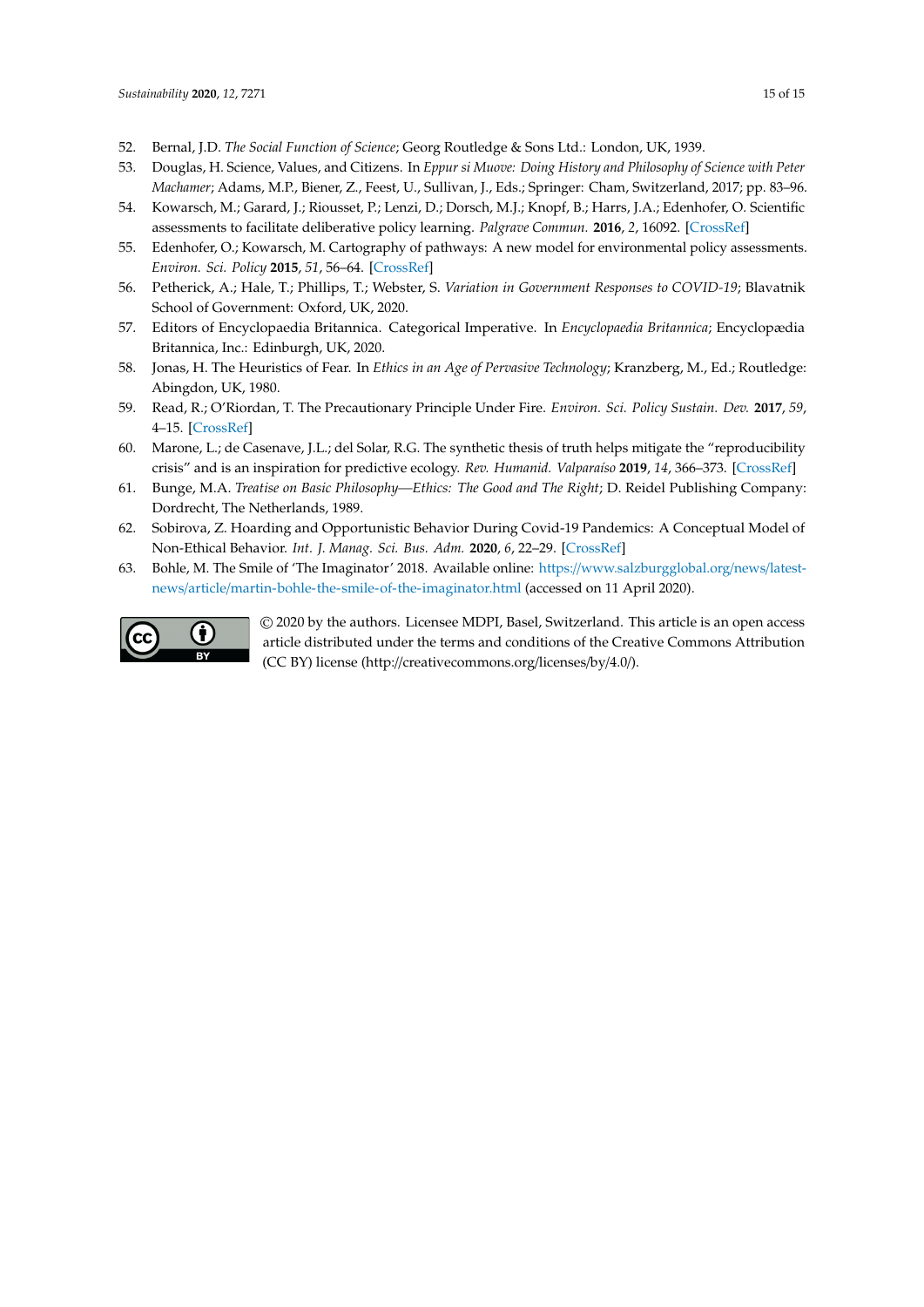52. Bernal, J.D. *The Social Function of Science*; Georg Routledge & Sons Ltd.: London, UK, 1939.
53. Douglas, H. Science, Values, and Citizens. In *Eppur si Muove: Doing History and Philosophy of Science with Peter Machamer*; Adams, M.P., Biener, Z., Feest, U., Sullivan, J., Eds.; Springer: Cham, Switzerland, 2017; pp. 83–96.
54. Kowarsch, M.; Garard, J.; Riousset, P.; Lenzi, D.; Dorsch, M.J.; Knopf, B.; Harrs, J.A.; Edenhofer, O. Scientific assessments to facilitate deliberative policy learning. *Palgrave Commun.* **2016**, *2*, 16092. [CrossRef]
55. Edenhofer, O.; Kowarsch, M. Cartography of pathways: A new model for environmental policy assessments. *Environ. Sci. Policy* **2015**, *51*, 56–64. [CrossRef]
56. Petherick, A.; Hale, T.; Phillips, T.; Webster, S. *Variation in Government Responses to COVID-19*; Blavatnik School of Government: Oxford, UK, 2020.
57. Editors of Encyclopaedia Britannica. Categorical Imperative. In *Encyclopaedia Britannica*; Encyclopædia Britannica, Inc.: Edinburgh, UK, 2020.
58. Jonas, H. The Heuristics of Fear. In *Ethics in an Age of Pervasive Technology*; Kranzberg, M., Ed.; Routledge: Abingdon, UK, 1980.
59. Read, R.; O'Riordan, T. The Precautionary Principle Under Fire. *Environ. Sci. Policy Sustain. Dev.* **2017**, *59*, 4–15. [CrossRef]
60. Marone, L.; de Casenave, J.L.; del Solar, R.G. The synthetic thesis of truth helps mitigate the "reproducibility crisis" and is an inspiration for predictive ecology. *Rev. Humanid. Valparaíso* **2019**, *14*, 366–373. [CrossRef]
61. Bunge, M.A. *Treatise on Basic Philosophy—Ethics: The Good and The Right*; D. Reidel Publishing Company: Dordrecht, The Netherlands, 1989.
62. Sobirova, Z. Hoarding and Opportunistic Behavior During Covid-19 Pandemics: A Conceptual Model of Non-Ethical Behavior. *Int. J. Manag. Sci. Bus. Adm.* **2020**, *6*, 22–29. [CrossRef]
63. Bohle, M. The Smile of 'The Imaginator' 2018. Available online: https://www.salzburgglobal.org/news/latest-news/article/martin-bohle-the-smile-of-the-imaginator.html (accessed on 11 April 2020).

© 2020 by the authors. Licensee MDPI, Basel, Switzerland. This article is an open access article distributed under the terms and conditions of the Creative Commons Attribution (CC BY) license (http://creativecommons.org/licenses/by/4.0/).